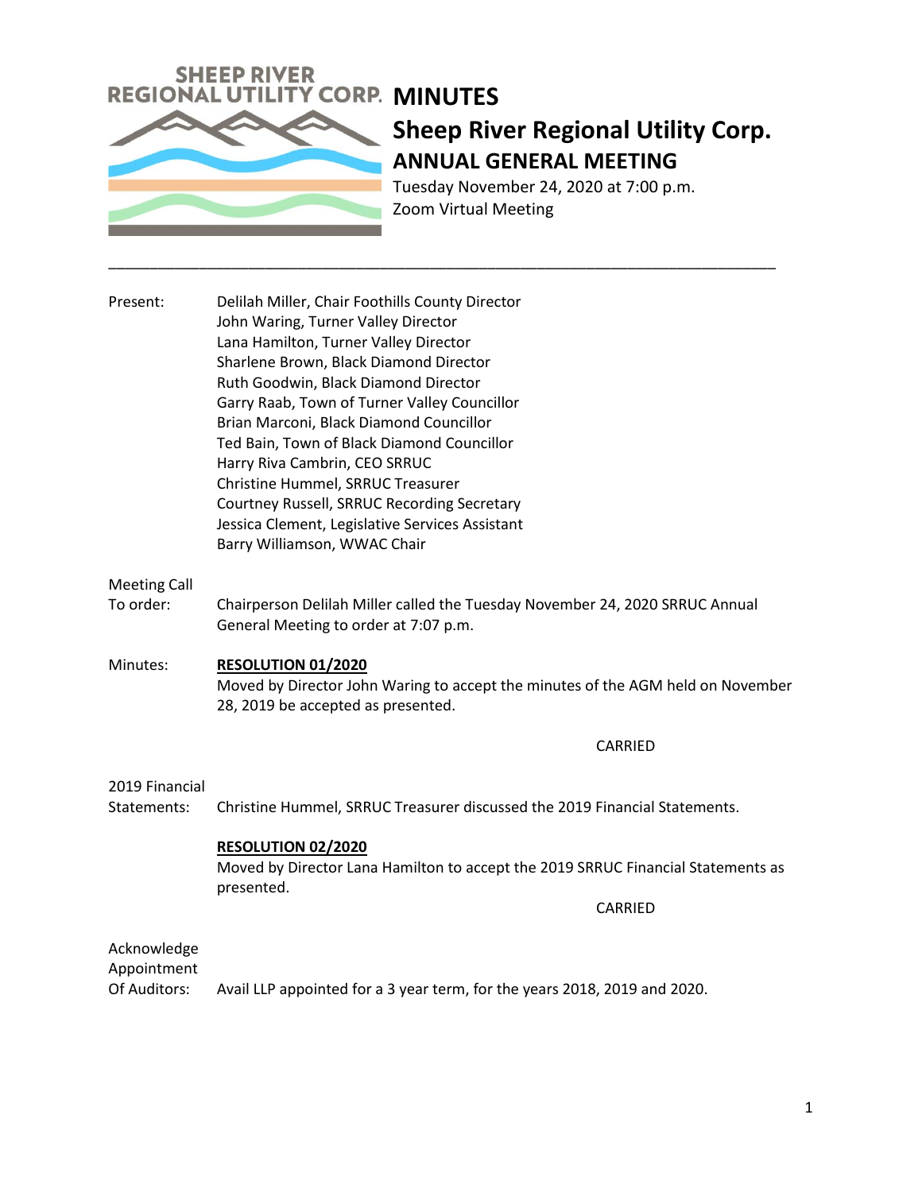SHEEP RIVER REGIONAL UTILITY CORP.

# MINUTES

## Sheep River Regional Utility Corp.

### ANNUAL GENERAL MEETING

Tuesday November 24, 2020 at 7:00 p.m.
Zoom Virtual Meeting

---

Present:

- Delilah Miller, Chair Foothills County Director
- John Waring, Turner Valley Director
- Lana Hamilton, Turner Valley Director
- Sharlene Brown, Black Diamond Director
- Ruth Goodwin, Black Diamond Director
- Garry Raab, Town of Turner Valley Councillor
- Brian Marconi, Black Diamond Councillor
- Ted Bain, Town of Black Diamond Councillor
- Harry Riva Cambrin, CEO SRRUC
- Christine Hummel, SRRUC Treasurer
- Courtney Russell, SRRUC Recording Secretary
- Jessica Clement, Legislative Services Assistant
- Barry Williamson, WWAC Chair

Meeting Call To order: Chairperson Delilah Miller called the Tuesday November 24, 2020 SRRUC Annual General Meeting to order at 7:07 p.m.

Minutes: **RESOLUTION 01/2020**

Moved by Director John Waring to accept the minutes of the AGM held on November 28, 2019 be accepted as presented.

CARRIED

2019 Financial Statements: Christine Hummel, SRRUC Treasurer discussed the 2019 Financial Statements.

**RESOLUTION 02/2020**

Moved by Director Lana Hamilton to accept the 2019 SRRUC Financial Statements as presented.

CARRIED

Acknowledge Appointment Of Auditors: Avail LLP appointed for a 3 year term, for the years 2018, 2019 and 2020.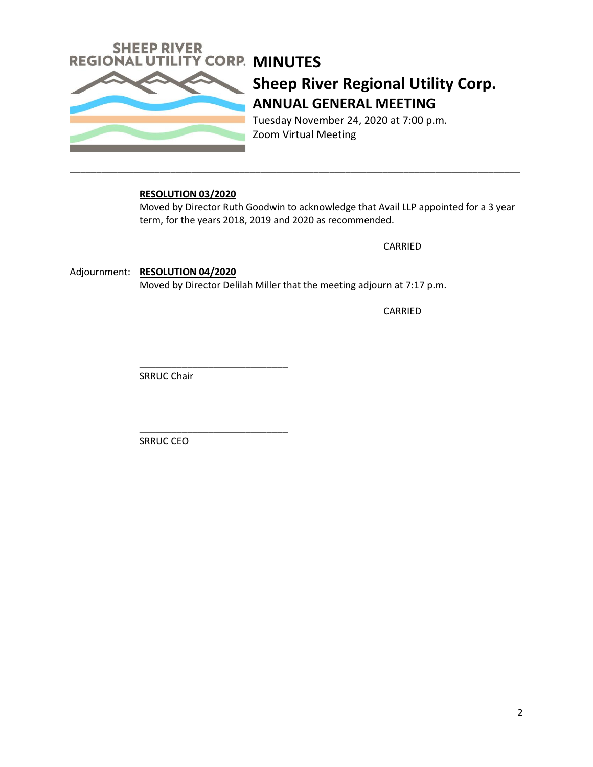# MINUTES

## Sheep River Regional Utility Corp.

### ANNUAL GENERAL MEETING

Tuesday November 24, 2020 at 7:00 p.m.
Zoom Virtual Meeting

---

**RESOLUTION 03/2020**

Moved by Director Ruth Goodwin to acknowledge that Avail LLP appointed for a 3 year term, for the years 2018, 2019 and 2020 as recommended.

CARRIED

Adjournment: **RESOLUTION 04/2020**

Moved by Director Delilah Miller that the meeting adjourn at 7:17 p.m.

CARRIED

\_\_\_\_\_\_\_\_\_\_\_\_\_\_\_\_\_\_\_\_\_\_\_\_\_\_\_\_

SRRUC Chair

\_\_\_\_\_\_\_\_\_\_\_\_\_\_\_\_\_\_\_\_\_\_\_\_\_\_\_\_

SRRUC CEO